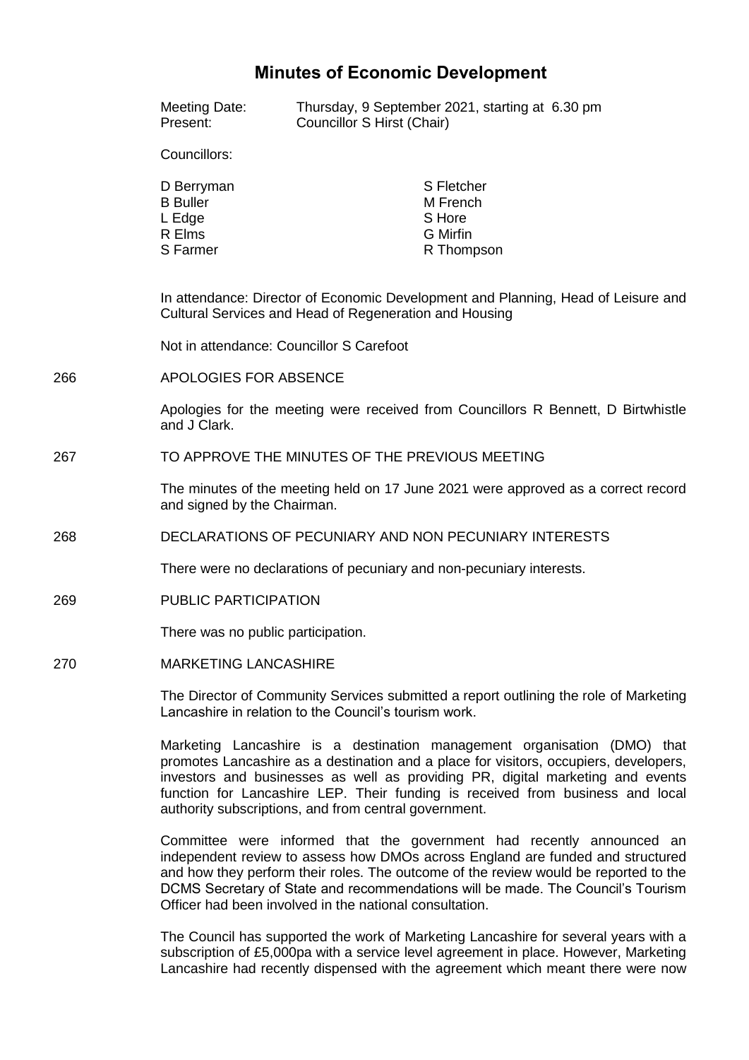# Minutes of Economic Development

Meeting Date: Thursday, 9 September 2021, starting at 6.30 pm
Present: Councillor S Hirst (Chair)

Councillors:

| | |
|---|---|
| D Berryman | S Fletcher |
| B Buller | M French |
| L Edge | S Hore |
| R Elms | G Mirfin |
| S Farmer | R Thompson |

In attendance: Director of Economic Development and Planning, Head of Leisure and Cultural Services and Head of Regeneration and Housing

Not in attendance: Councillor S Carefoot

## 266 APOLOGIES FOR ABSENCE

Apologies for the meeting were received from Councillors R Bennett, D Birtwhistle and J Clark.

## 267 TO APPROVE THE MINUTES OF THE PREVIOUS MEETING

The minutes of the meeting held on 17 June 2021 were approved as a correct record and signed by the Chairman.

## 268 DECLARATIONS OF PECUNIARY AND NON PECUNIARY INTERESTS

There were no declarations of pecuniary and non-pecuniary interests.

## 269 PUBLIC PARTICIPATION

There was no public participation.

## 270 MARKETING LANCASHIRE

The Director of Community Services submitted a report outlining the role of Marketing Lancashire in relation to the Council's tourism work.

Marketing Lancashire is a destination management organisation (DMO) that promotes Lancashire as a destination and a place for visitors, occupiers, developers, investors and businesses as well as providing PR, digital marketing and events function for Lancashire LEP. Their funding is received from business and local authority subscriptions, and from central government.

Committee were informed that the government had recently announced an independent review to assess how DMOs across England are funded and structured and how they perform their roles. The outcome of the review would be reported to the DCMS Secretary of State and recommendations will be made. The Council's Tourism Officer had been involved in the national consultation.

The Council has supported the work of Marketing Lancashire for several years with a subscription of £5,000pa with a service level agreement in place. However, Marketing Lancashire had recently dispensed with the agreement which meant there were now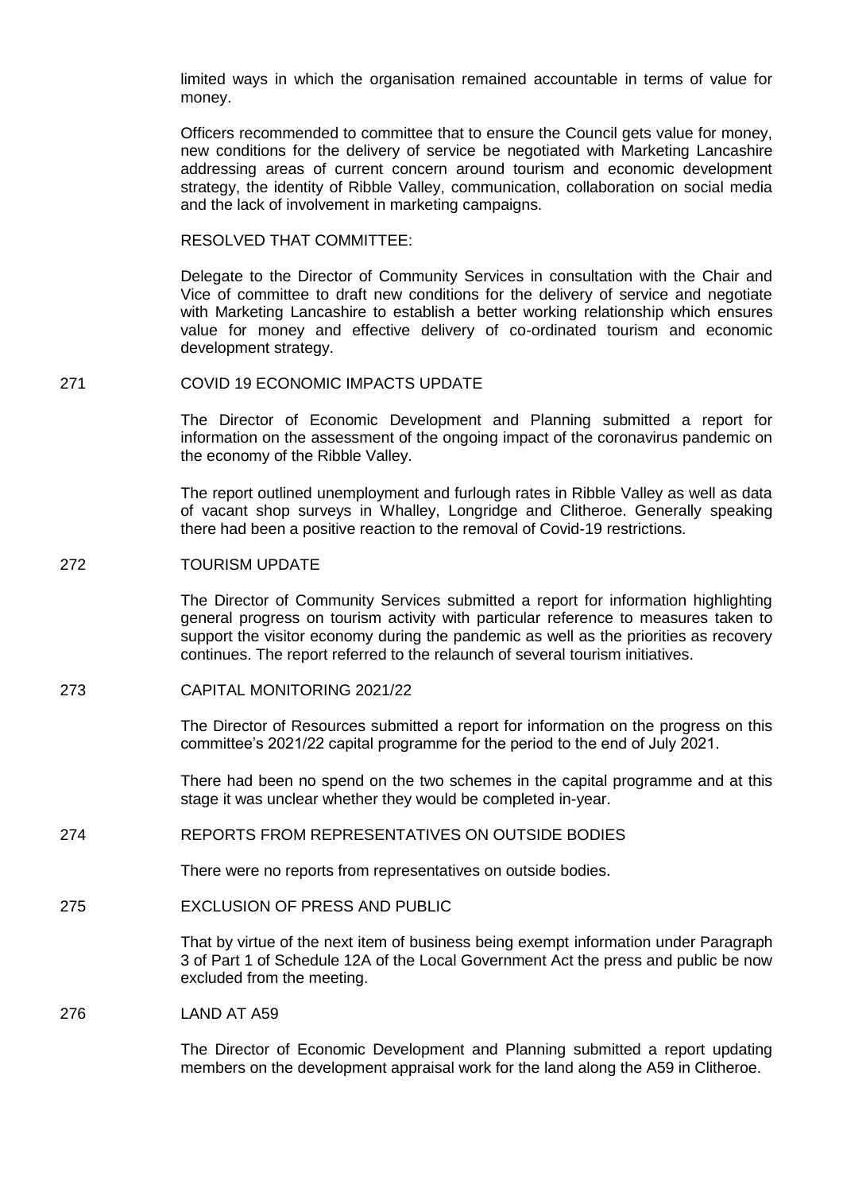limited ways in which the organisation remained accountable in terms of value for money.

Officers recommended to committee that to ensure the Council gets value for money, new conditions for the delivery of service be negotiated with Marketing Lancashire addressing areas of current concern around tourism and economic development strategy, the identity of Ribble Valley, communication, collaboration on social media and the lack of involvement in marketing campaigns.

RESOLVED THAT COMMITTEE:

Delegate to the Director of Community Services in consultation with the Chair and Vice of committee to draft new conditions for the delivery of service and negotiate with Marketing Lancashire to establish a better working relationship which ensures value for money and effective delivery of co-ordinated tourism and economic development strategy.

## 271 COVID 19 ECONOMIC IMPACTS UPDATE

The Director of Economic Development and Planning submitted a report for information on the assessment of the ongoing impact of the coronavirus pandemic on the economy of the Ribble Valley.

The report outlined unemployment and furlough rates in Ribble Valley as well as data of vacant shop surveys in Whalley, Longridge and Clitheroe. Generally speaking there had been a positive reaction to the removal of Covid-19 restrictions.

## 272 TOURISM UPDATE

The Director of Community Services submitted a report for information highlighting general progress on tourism activity with particular reference to measures taken to support the visitor economy during the pandemic as well as the priorities as recovery continues. The report referred to the relaunch of several tourism initiatives.

## 273 CAPITAL MONITORING 2021/22

The Director of Resources submitted a report for information on the progress on this committee's 2021/22 capital programme for the period to the end of July 2021.

There had been no spend on the two schemes in the capital programme and at this stage it was unclear whether they would be completed in-year.

## 274 REPORTS FROM REPRESENTATIVES ON OUTSIDE BODIES

There were no reports from representatives on outside bodies.

## 275 EXCLUSION OF PRESS AND PUBLIC

That by virtue of the next item of business being exempt information under Paragraph 3 of Part 1 of Schedule 12A of the Local Government Act the press and public be now excluded from the meeting.

## 276 LAND AT A59

The Director of Economic Development and Planning submitted a report updating members on the development appraisal work for the land along the A59 in Clitheroe.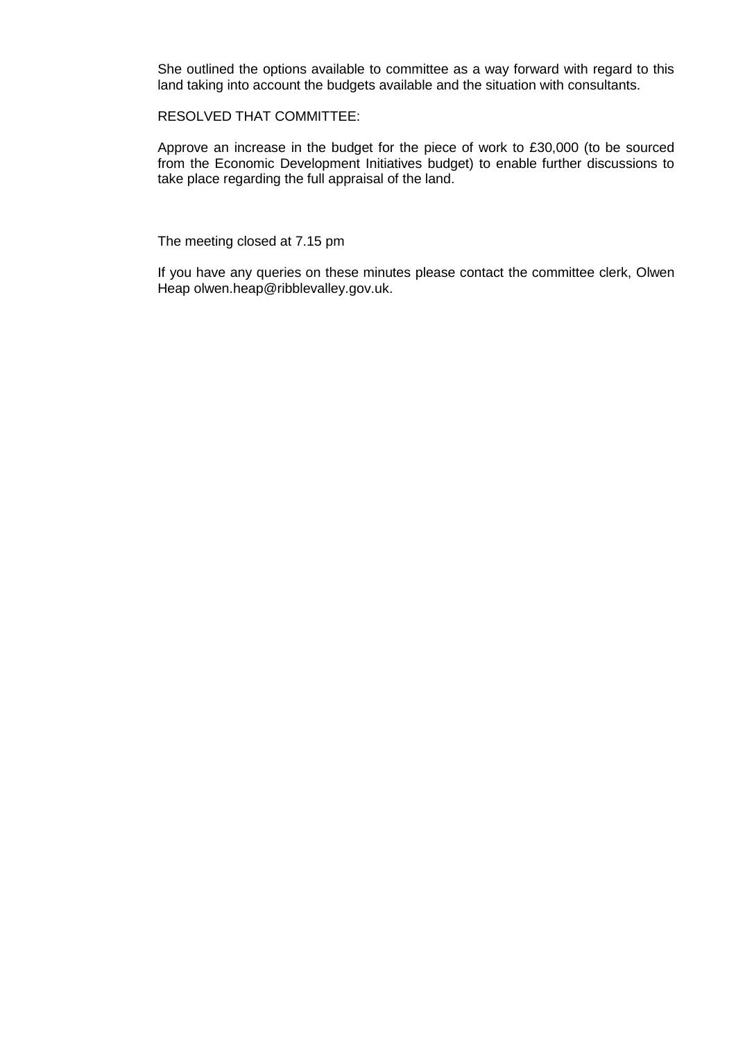She outlined the options available to committee as a way forward with regard to this land taking into account the budgets available and the situation with consultants.

RESOLVED THAT COMMITTEE:

Approve an increase in the budget for the piece of work to £30,000 (to be sourced from the Economic Development Initiatives budget) to enable further discussions to take place regarding the full appraisal of the land.

The meeting closed at 7.15 pm

If you have any queries on these minutes please contact the committee clerk, Olwen Heap olwen.heap@ribblevalley.gov.uk.